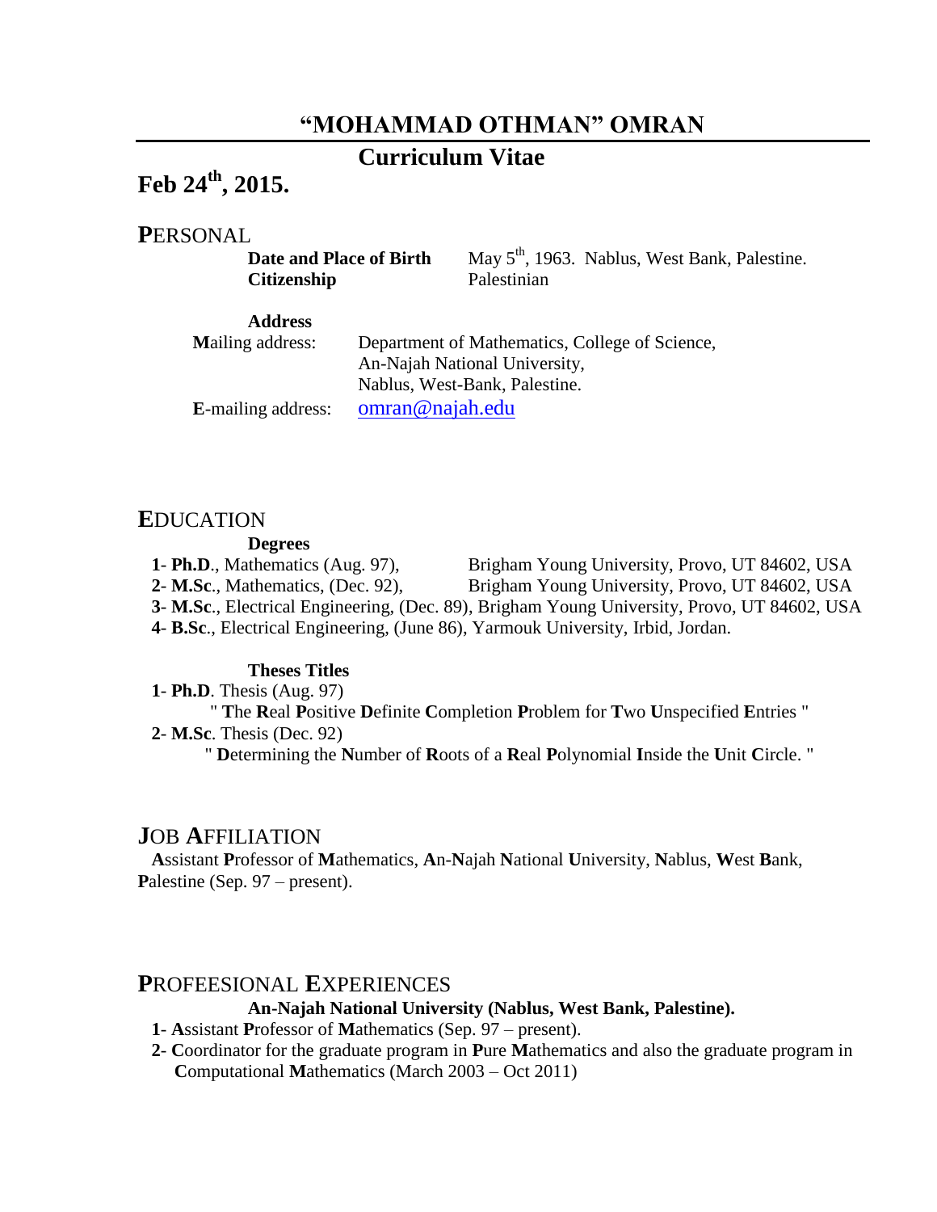# "MOHAMMAD OTHMAN" OMRAN

## Curriculum Vitae

**Feb 24th, 2015.**

## PERSONAL

**Date and Place of Birth** May 5th, 1963. Nablus, West Bank, Palestine.
**Citizenship** Palestinian

**Address**

**M**ailing address: Department of Mathematics, College of Science,
An-Najah National University,
Nablus, West-Bank, Palestine.

**E**-mailing address: omran@najah.edu

## EDUCATION

**Degrees**

1- **Ph.D**., Mathematics (Aug. 97), Brigham Young University, Provo, UT 84602, USA
2- **M.Sc**., Mathematics, (Dec. 92), Brigham Young University, Provo, UT 84602, USA
3- **M.Sc**., Electrical Engineering, (Dec. 89), Brigham Young University, Provo, UT 84602, USA
4- **B.Sc**., Electrical Engineering, (June 86), Yarmouk University, Irbid, Jordan.

**Theses Titles**

1- **Ph.D**. Thesis (Aug. 97)
" **T**he **R**eal **P**ositive **D**efinite **C**ompletion **P**roblem for **T**wo **U**nspecified **E**ntries "
2- **M.Sc**. Thesis (Dec. 92)
" **D**etermining the **N**umber of **R**oots of a **R**eal **P**olynomial **I**nside the **U**nit **C**ircle. "

## JOB AFFILIATION

**A**ssistant **P**rofessor of **M**athematics, **A**n-**N**ajah **N**ational **U**niversity, **N**ablus, **W**est **B**ank, **P**alestine (Sep. 97 – present).

## PROFEESIONAL EXPERIENCES

**An-Najah National University (Nablus, West Bank, Palestine).**

1- **A**ssistant **P**rofessor of **M**athematics (Sep. 97 – present).
2- **C**oordinator for the graduate program in **P**ure **M**athematics and also the graduate program in **C**omputational **M**athematics (March 2003 – Oct 2011)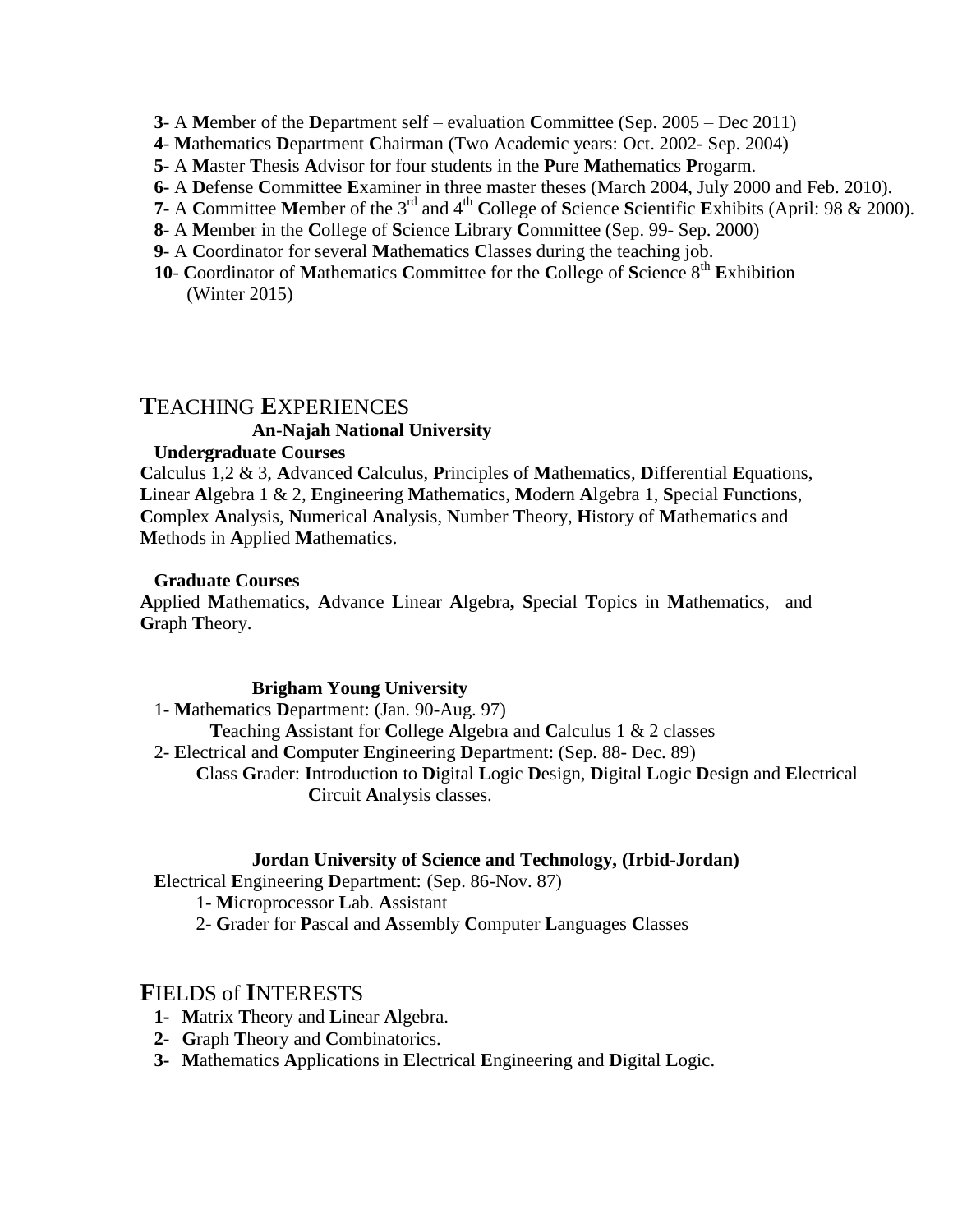**3**- A **M**ember of the **D**epartment self – evaluation **C**ommittee (Sep. 2005 – Dec 2011)

**4**- **M**athematics **D**epartment **C**hairman (Two Academic years: Oct. 2002- Sep. 2004)

**5**- A **M**aster **T**hesis **A**dvisor for four students in the **P**ure **M**athematics **P**rogarm.

**6**- A **D**efense **C**ommittee **E**xaminer in three master theses (March 2004, July 2000 and Feb. 2010).

**7**- A **C**ommittee **M**ember of the 3rd and 4th **C**ollege of **S**cience **S**cientific **E**xhibits (April: 98 & 2000).

**8**- A **M**ember in the **C**ollege of **S**cience **L**ibrary **C**ommittee (Sep. 99- Sep. 2000)

**9**- A **C**oordinator for several **M**athematics **C**lasses during the teaching job.

**10**- **C**oordinator of **M**athematics **C**ommittee for the **C**ollege of **S**cience 8th **E**xhibition (Winter 2015)

# **T**EACHING **E**XPERIENCES

### An-Najah National University

**Undergraduate Courses**

**C**alculus 1,2 & 3, **A**dvanced **C**alculus, **P**rinciples of **M**athematics, **D**ifferential **E**quations, **L**inear **A**lgebra 1 & 2, **E**ngineering **M**athematics, **M**odern **A**lgebra 1, **S**pecial **F**unctions, **C**omplex **A**nalysis, **N**umerical **A**nalysis, **N**umber **T**heory, **H**istory of **M**athematics and **M**ethods in **A**pplied **M**athematics.

**Graduate Courses**

**A**pplied **M**athematics, **A**dvance **L**inear **A**lgebra**,** **S**pecial **T**opics in **M**athematics, and **G**raph **T**heory.

### Brigham Young University

1- **M**athematics **D**epartment: (Jan. 90-Aug. 97)

**T**eaching **A**ssistant for **C**ollege **A**lgebra and **C**alculus 1 & 2 classes

2- **E**lectrical and **C**omputer **E**ngineering **D**epartment: (Sep. 88- Dec. 89)

**C**lass **G**rader: **I**ntroduction to **D**igital **L**ogic **D**esign, **D**igital **L**ogic **D**esign and **E**lectrical **C**ircuit **A**nalysis classes.

### Jordan University of Science and Technology, (Irbid-Jordan)

**E**lectrical **E**ngineering **D**epartment: (Sep. 86-Nov. 87)

1- **M**icroprocessor **L**ab. **A**ssistant

2- **G**rader for **P**ascal and **A**ssembly **C**omputer **L**anguages **C**lasses

# **F**IELDS of **I**NTERESTS

**1-** **M**atrix **T**heory and **L**inear **A**lgebra.

**2-** **G**raph **T**heory and **C**ombinatorics.

**3-** **M**athematics **A**pplications in **E**lectrical **E**ngineering and **D**igital **L**ogic.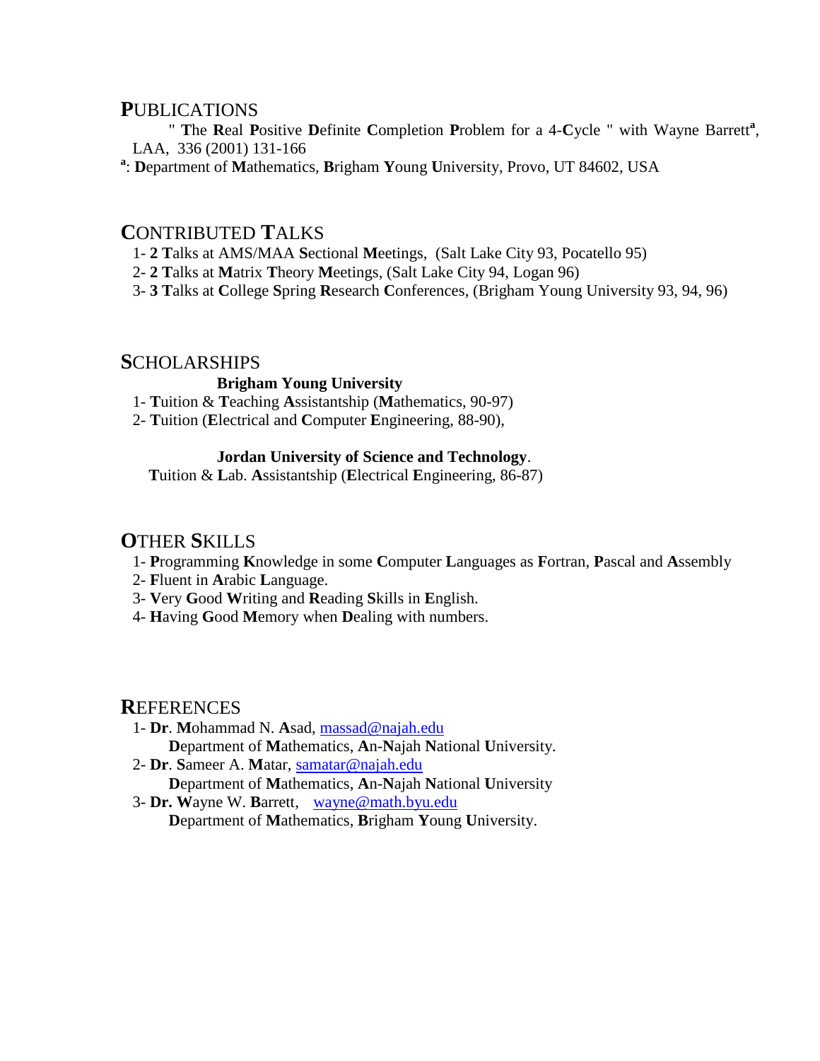## PUBLICATIONS

" **T**he **R**eal **P**ositive **D**efinite **C**ompletion **P**roblem for a 4-**C**ycle " with Wayne Barrett[a], LAA, 336 (2001) 131-166

[a]: **D**epartment of **M**athematics, **B**righam **Y**oung **U**niversity, Provo, UT 84602, USA

## CONTRIBUTED TALKS

1- **2 T**alks at AMS/MAA **S**ectional **M**eetings, (Salt Lake City 93, Pocatello 95)
2- **2 T**alks at **M**atrix **T**heory **M**eetings, (Salt Lake City 94, Logan 96)
3- **3 T**alks at **C**ollege **S**pring **R**esearch **C**onferences, (Brigham Young University 93, 94, 96)

## SCHOLARSHIPS

**Brigham Young University**

1- **T**uition & **T**eaching **A**ssistantship (**M**athematics, 90-97)
2- **T**uition (**E**lectrical and **C**omputer **E**ngineering, 88-90),

**Jordan University of Science and Technology**.

**T**uition & **L**ab. **A**ssistantship (**E**lectrical **E**ngineering, 86-87)

## OTHER SKILLS

1- **P**rogramming **K**nowledge in some **C**omputer **L**anguages as **F**ortran, **P**ascal and **A**ssembly
2- **F**luent in **A**rabic **L**anguage.
3- **V**ery **G**ood **W**riting and **R**eading **S**kills in **E**nglish.
4- **H**aving **G**ood **M**emory when **D**ealing with numbers.

## REFERENCES

1- **Dr**. **M**ohammad N. **A**sad, massad@najah.edu
 **D**epartment of **M**athematics, **A**n-**N**ajah **N**ational **U**niversity.
2- **Dr**. **S**ameer A. **M**atar, samatar@najah.edu
 **D**epartment of **M**athematics, **A**n-**N**ajah **N**ational **U**niversity
3- **Dr. W**ayne W. **B**arrett, wayne@math.byu.edu
 **D**epartment of **M**athematics, **B**righam **Y**oung **U**niversity.